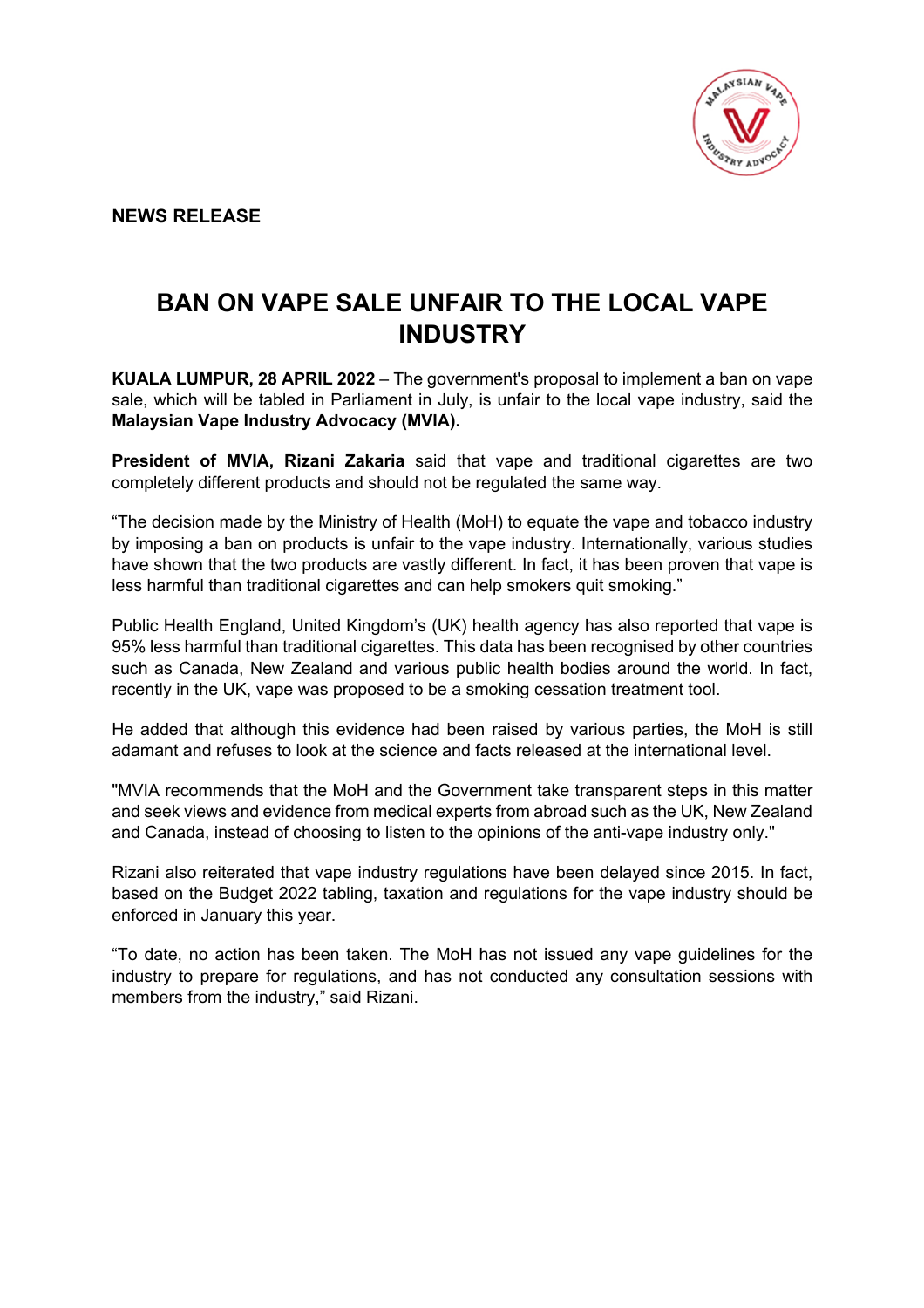**NEWS RELEASE**

# BAN ON VAPE SALE UNFAIR TO THE LOCAL VAPE INDUSTRY

**KUALA LUMPUR, 28 APRIL 2022** – The government's proposal to implement a ban on vape sale, which will be tabled in Parliament in July, is unfair to the local vape industry, said the **Malaysian Vape Industry Advocacy (MVIA).**

**President of MVIA, Rizani Zakaria** said that vape and traditional cigarettes are two completely different products and should not be regulated the same way.

"The decision made by the Ministry of Health (MoH) to equate the vape and tobacco industry by imposing a ban on products is unfair to the vape industry. Internationally, various studies have shown that the two products are vastly different. In fact, it has been proven that vape is less harmful than traditional cigarettes and can help smokers quit smoking."

Public Health England, United Kingdom's (UK) health agency has also reported that vape is 95% less harmful than traditional cigarettes. This data has been recognised by other countries such as Canada, New Zealand and various public health bodies around the world. In fact, recently in the UK, vape was proposed to be a smoking cessation treatment tool.

He added that although this evidence had been raised by various parties, the MoH is still adamant and refuses to look at the science and facts released at the international level.

"MVIA recommends that the MoH and the Government take transparent steps in this matter and seek views and evidence from medical experts from abroad such as the UK, New Zealand and Canada, instead of choosing to listen to the opinions of the anti-vape industry only."

Rizani also reiterated that vape industry regulations have been delayed since 2015. In fact, based on the Budget 2022 tabling, taxation and regulations for the vape industry should be enforced in January this year.

"To date, no action has been taken. The MoH has not issued any vape guidelines for the industry to prepare for regulations, and has not conducted any consultation sessions with members from the industry," said Rizani.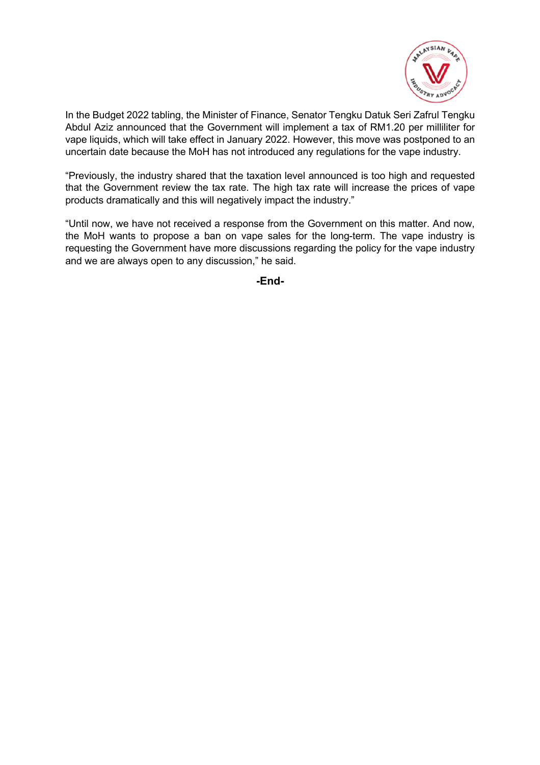In the Budget 2022 tabling, the Minister of Finance, Senator Tengku Datuk Seri Zafrul Tengku Abdul Aziz announced that the Government will implement a tax of RM1.20 per milliliter for vape liquids, which will take effect in January 2022. However, this move was postponed to an uncertain date because the MoH has not introduced any regulations for the vape industry.

"Previously, the industry shared that the taxation level announced is too high and requested that the Government review the tax rate. The high tax rate will increase the prices of vape products dramatically and this will negatively impact the industry."

"Until now, we have not received a response from the Government on this matter. And now, the MoH wants to propose a ban on vape sales for the long-term. The vape industry is requesting the Government have more discussions regarding the policy for the vape industry and we are always open to any discussion," he said.

**-End-**